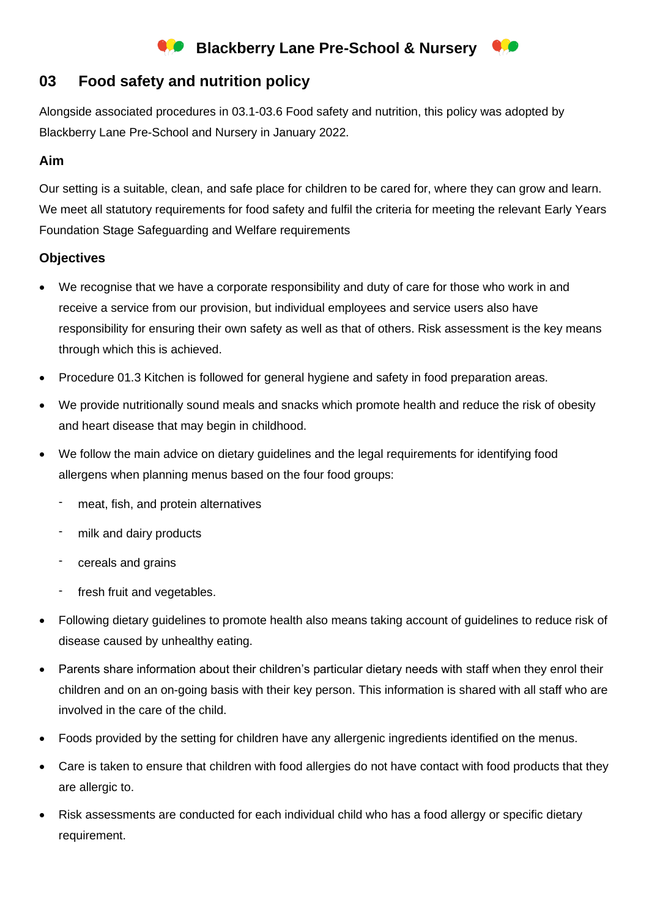# Blackberry Lane Pre-School & Nursery

## 03 Food safety and nutrition policy

Alongside associated procedures in 03.1-03.6 Food safety and nutrition, this policy was adopted by Blackberry Lane Pre-School and Nursery in January 2022.

### Aim

Our setting is a suitable, clean, and safe place for children to be cared for, where they can grow and learn. We meet all statutory requirements for food safety and fulfil the criteria for meeting the relevant Early Years Foundation Stage Safeguarding and Welfare requirements

### Objectives

- We recognise that we have a corporate responsibility and duty of care for those who work in and receive a service from our provision, but individual employees and service users also have responsibility for ensuring their own safety as well as that of others. Risk assessment is the key means through which this is achieved.
- Procedure 01.3 Kitchen is followed for general hygiene and safety in food preparation areas.
- We provide nutritionally sound meals and snacks which promote health and reduce the risk of obesity and heart disease that may begin in childhood.
- We follow the main advice on dietary guidelines and the legal requirements for identifying food allergens when planning menus based on the four food groups:
  - meat, fish, and protein alternatives
  - milk and dairy products
  - cereals and grains
  - fresh fruit and vegetables.
- Following dietary guidelines to promote health also means taking account of guidelines to reduce risk of disease caused by unhealthy eating.
- Parents share information about their children's particular dietary needs with staff when they enrol their children and on an on-going basis with their key person. This information is shared with all staff who are involved in the care of the child.
- Foods provided by the setting for children have any allergenic ingredients identified on the menus.
- Care is taken to ensure that children with food allergies do not have contact with food products that they are allergic to.
- Risk assessments are conducted for each individual child who has a food allergy or specific dietary requirement.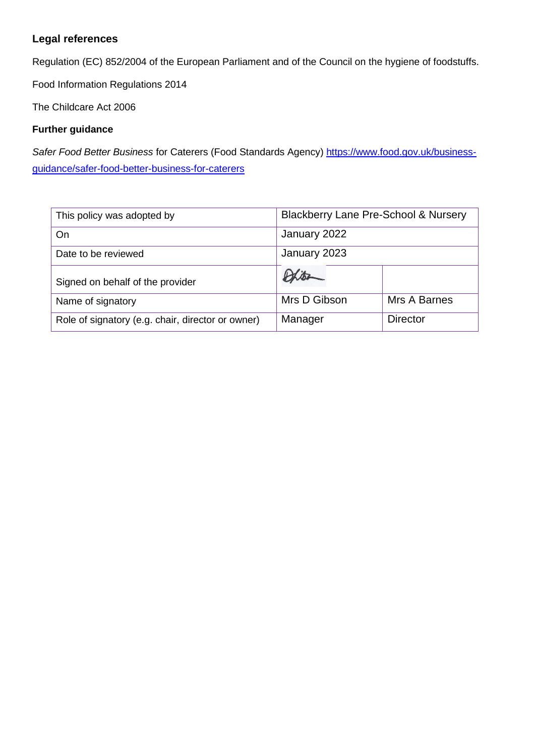### Legal references

Regulation (EC) 852/2004 of the European Parliament and of the Council on the hygiene of foodstuffs.

Food Information Regulations 2014

The Childcare Act 2006

**Further guidance**

*Safer Food Better Business* for Caterers (Food Standards Agency) [https://www.food.gov.uk/business-guidance/safer-food-better-business-for-caterers](https://www.food.gov.uk/business-guidance/safer-food-better-business-for-caterers)

| | | |
|---|---|---|
| This policy was adopted by | Blackberry Lane Pre-School & Nursery | |
| On | January 2022 | |
| Date to be reviewed | January 2023 | |
| Signed on behalf of the provider | | |
| Name of signatory | Mrs D Gibson | Mrs A Barnes |
| Role of signatory (e.g. chair, director or owner) | Manager | Director |